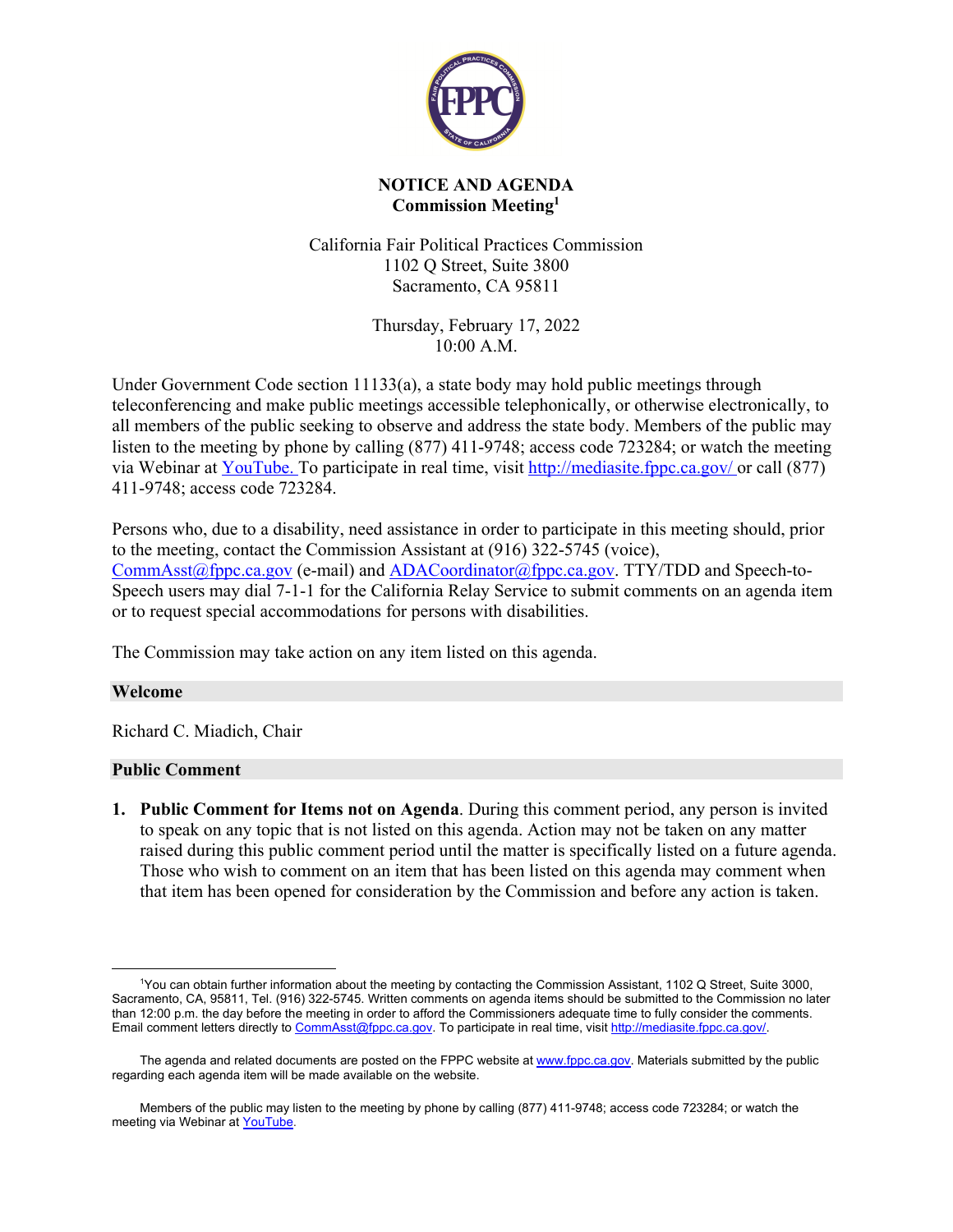**NOTICE AND AGENDA**
**Commission Meeting**[1]

California Fair Political Practices Commission
1102 Q Street, Suite 3800
Sacramento, CA 95811

Thursday, February 17, 2022
10:00 A.M.

Under Government Code section 11133(a), a state body may hold public meetings through teleconferencing and make public meetings accessible telephonically, or otherwise electronically, to all members of the public seeking to observe and address the state body. Members of the public may listen to the meeting by phone by calling (877) 411-9748; access code 723284; or watch the meeting via Webinar at YouTube. To participate in real time, visit http://mediasite.fppc.ca.gov/ or call (877) 411-9748; access code 723284.

Persons who, due to a disability, need assistance in order to participate in this meeting should, prior to the meeting, contact the Commission Assistant at (916) 322-5745 (voice), CommAsst@fppc.ca.gov (e-mail) and ADACoordinator@fppc.ca.gov. TTY/TDD and Speech-to-Speech users may dial 7-1-1 for the California Relay Service to submit comments on an agenda item or to request special accommodations for persons with disabilities.

The Commission may take action on any item listed on this agenda.

## Welcome

Richard C. Miadich, Chair

## Public Comment

1. **Public Comment for Items not on Agenda**. During this comment period, any person is invited to speak on any topic that is not listed on this agenda. Action may not be taken on any matter raised during this public comment period until the matter is specifically listed on a future agenda. Those who wish to comment on an item that has been listed on this agenda may comment when that item has been opened for consideration by the Commission and before any action is taken.

---

[1] You can obtain further information about the meeting by contacting the Commission Assistant, 1102 Q Street, Suite 3000, Sacramento, CA, 95811, Tel. (916) 322-5745. Written comments on agenda items should be submitted to the Commission no later than 12:00 p.m. the day before the meeting in order to afford the Commissioners adequate time to fully consider the comments. Email comment letters directly to CommAsst@fppc.ca.gov. To participate in real time, visit http://mediasite.fppc.ca.gov/.

The agenda and related documents are posted on the FPPC website at www.fppc.ca.gov. Materials submitted by the public regarding each agenda item will be made available on the website.

Members of the public may listen to the meeting by phone by calling (877) 411-9748; access code 723284; or watch the meeting via Webinar at YouTube.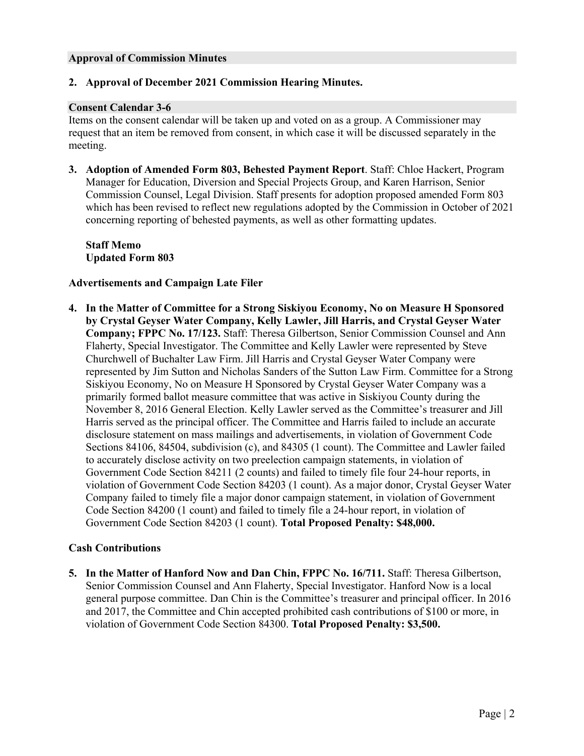## Approval of Commission Minutes

**2. Approval of December 2021 Commission Hearing Minutes.**

## Consent Calendar 3-6

Items on the consent calendar will be taken up and voted on as a group. A Commissioner may request that an item be removed from consent, in which case it will be discussed separately in the meeting.

**3. Adoption of Amended Form 803, Behested Payment Report**. Staff: Chloe Hackert, Program Manager for Education, Diversion and Special Projects Group, and Karen Harrison, Senior Commission Counsel, Legal Division. Staff presents for adoption proposed amended Form 803 which has been revised to reflect new regulations adopted by the Commission in October of 2021 concerning reporting of behested payments, as well as other formatting updates.

**Staff Memo**
**Updated Form 803**

### Advertisements and Campaign Late Filer

**4. In the Matter of Committee for a Strong Siskiyou Economy, No on Measure H Sponsored by Crystal Geyser Water Company, Kelly Lawler, Jill Harris, and Crystal Geyser Water Company; FPPC No. 17/123.** Staff: Theresa Gilbertson, Senior Commission Counsel and Ann Flaherty, Special Investigator. The Committee and Kelly Lawler were represented by Steve Churchwell of Buchalter Law Firm. Jill Harris and Crystal Geyser Water Company were represented by Jim Sutton and Nicholas Sanders of the Sutton Law Firm. Committee for a Strong Siskiyou Economy, No on Measure H Sponsored by Crystal Geyser Water Company was a primarily formed ballot measure committee that was active in Siskiyou County during the November 8, 2016 General Election. Kelly Lawler served as the Committee's treasurer and Jill Harris served as the principal officer. The Committee and Harris failed to include an accurate disclosure statement on mass mailings and advertisements, in violation of Government Code Sections 84106, 84504, subdivision (c), and 84305 (1 count). The Committee and Lawler failed to accurately disclose activity on two preelection campaign statements, in violation of Government Code Section 84211 (2 counts) and failed to timely file four 24-hour reports, in violation of Government Code Section 84203 (1 count). As a major donor, Crystal Geyser Water Company failed to timely file a major donor campaign statement, in violation of Government Code Section 84200 (1 count) and failed to timely file a 24-hour report, in violation of Government Code Section 84203 (1 count). **Total Proposed Penalty: $48,000.**

### Cash Contributions

**5. In the Matter of Hanford Now and Dan Chin, FPPC No. 16/711.** Staff: Theresa Gilbertson, Senior Commission Counsel and Ann Flaherty, Special Investigator. Hanford Now is a local general purpose committee. Dan Chin is the Committee's treasurer and principal officer. In 2016 and 2017, the Committee and Chin accepted prohibited cash contributions of $100 or more, in violation of Government Code Section 84300. **Total Proposed Penalty: $3,500.**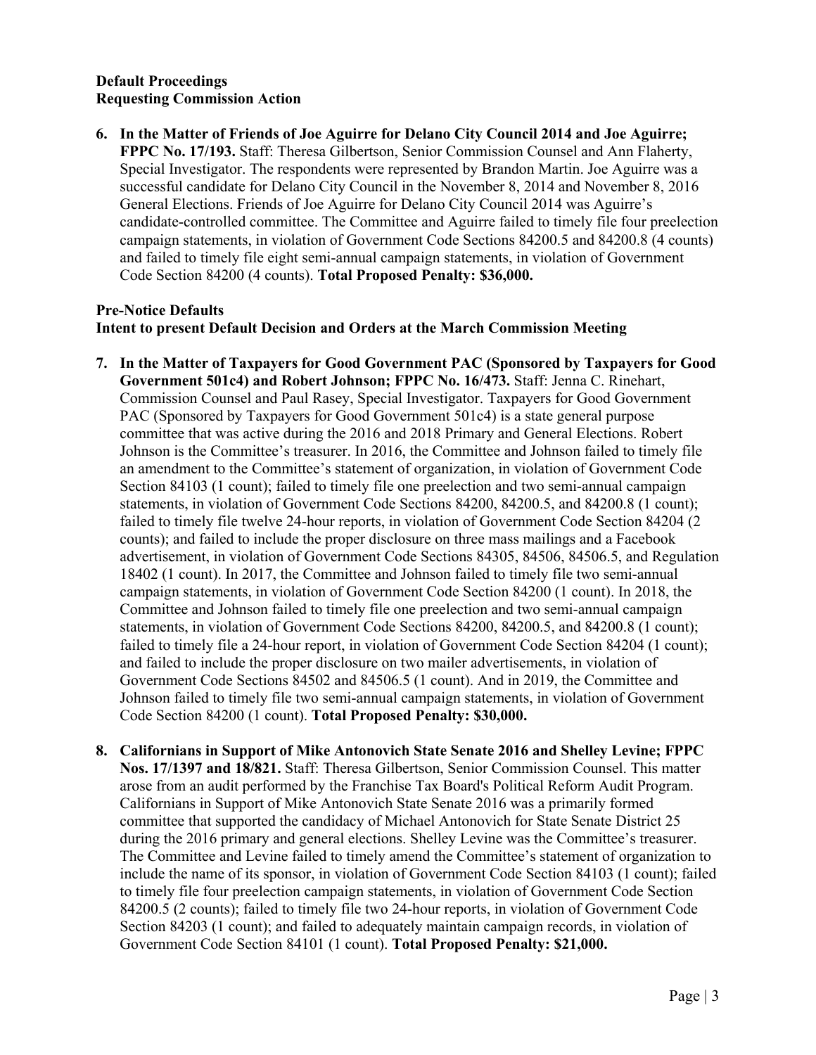**Default Proceedings**
**Requesting Commission Action**

6. **In the Matter of Friends of Joe Aguirre for Delano City Council 2014 and Joe Aguirre; FPPC No. 17/193.** Staff: Theresa Gilbertson, Senior Commission Counsel and Ann Flaherty, Special Investigator. The respondents were represented by Brandon Martin. Joe Aguirre was a successful candidate for Delano City Council in the November 8, 2014 and November 8, 2016 General Elections. Friends of Joe Aguirre for Delano City Council 2014 was Aguirre's candidate-controlled committee. The Committee and Aguirre failed to timely file four preelection campaign statements, in violation of Government Code Sections 84200.5 and 84200.8 (4 counts) and failed to timely file eight semi-annual campaign statements, in violation of Government Code Section 84200 (4 counts). **Total Proposed Penalty: $36,000.**

**Pre-Notice Defaults**
**Intent to present Default Decision and Orders at the March Commission Meeting**

7. **In the Matter of Taxpayers for Good Government PAC (Sponsored by Taxpayers for Good Government 501c4) and Robert Johnson; FPPC No. 16/473.** Staff: Jenna C. Rinehart, Commission Counsel and Paul Rasey, Special Investigator. Taxpayers for Good Government PAC (Sponsored by Taxpayers for Good Government 501c4) is a state general purpose committee that was active during the 2016 and 2018 Primary and General Elections. Robert Johnson is the Committee's treasurer. In 2016, the Committee and Johnson failed to timely file an amendment to the Committee's statement of organization, in violation of Government Code Section 84103 (1 count); failed to timely file one preelection and two semi-annual campaign statements, in violation of Government Code Sections 84200, 84200.5, and 84200.8 (1 count); failed to timely file twelve 24-hour reports, in violation of Government Code Section 84204 (2 counts); and failed to include the proper disclosure on three mass mailings and a Facebook advertisement, in violation of Government Code Sections 84305, 84506, 84506.5, and Regulation 18402 (1 count). In 2017, the Committee and Johnson failed to timely file two semi-annual campaign statements, in violation of Government Code Section 84200 (1 count). In 2018, the Committee and Johnson failed to timely file one preelection and two semi-annual campaign statements, in violation of Government Code Sections 84200, 84200.5, and 84200.8 (1 count); failed to timely file a 24-hour report, in violation of Government Code Section 84204 (1 count); and failed to include the proper disclosure on two mailer advertisements, in violation of Government Code Sections 84502 and 84506.5 (1 count). And in 2019, the Committee and Johnson failed to timely file two semi-annual campaign statements, in violation of Government Code Section 84200 (1 count). **Total Proposed Penalty: $30,000.**

8. **Californians in Support of Mike Antonovich State Senate 2016 and Shelley Levine; FPPC Nos. 17/1397 and 18/821.** Staff: Theresa Gilbertson, Senior Commission Counsel. This matter arose from an audit performed by the Franchise Tax Board's Political Reform Audit Program. Californians in Support of Mike Antonovich State Senate 2016 was a primarily formed committee that supported the candidacy of Michael Antonovich for State Senate District 25 during the 2016 primary and general elections. Shelley Levine was the Committee's treasurer. The Committee and Levine failed to timely amend the Committee's statement of organization to include the name of its sponsor, in violation of Government Code Section 84103 (1 count); failed to timely file four preelection campaign statements, in violation of Government Code Section 84200.5 (2 counts); failed to timely file two 24-hour reports, in violation of Government Code Section 84203 (1 count); and failed to adequately maintain campaign records, in violation of Government Code Section 84101 (1 count). **Total Proposed Penalty: $21,000.**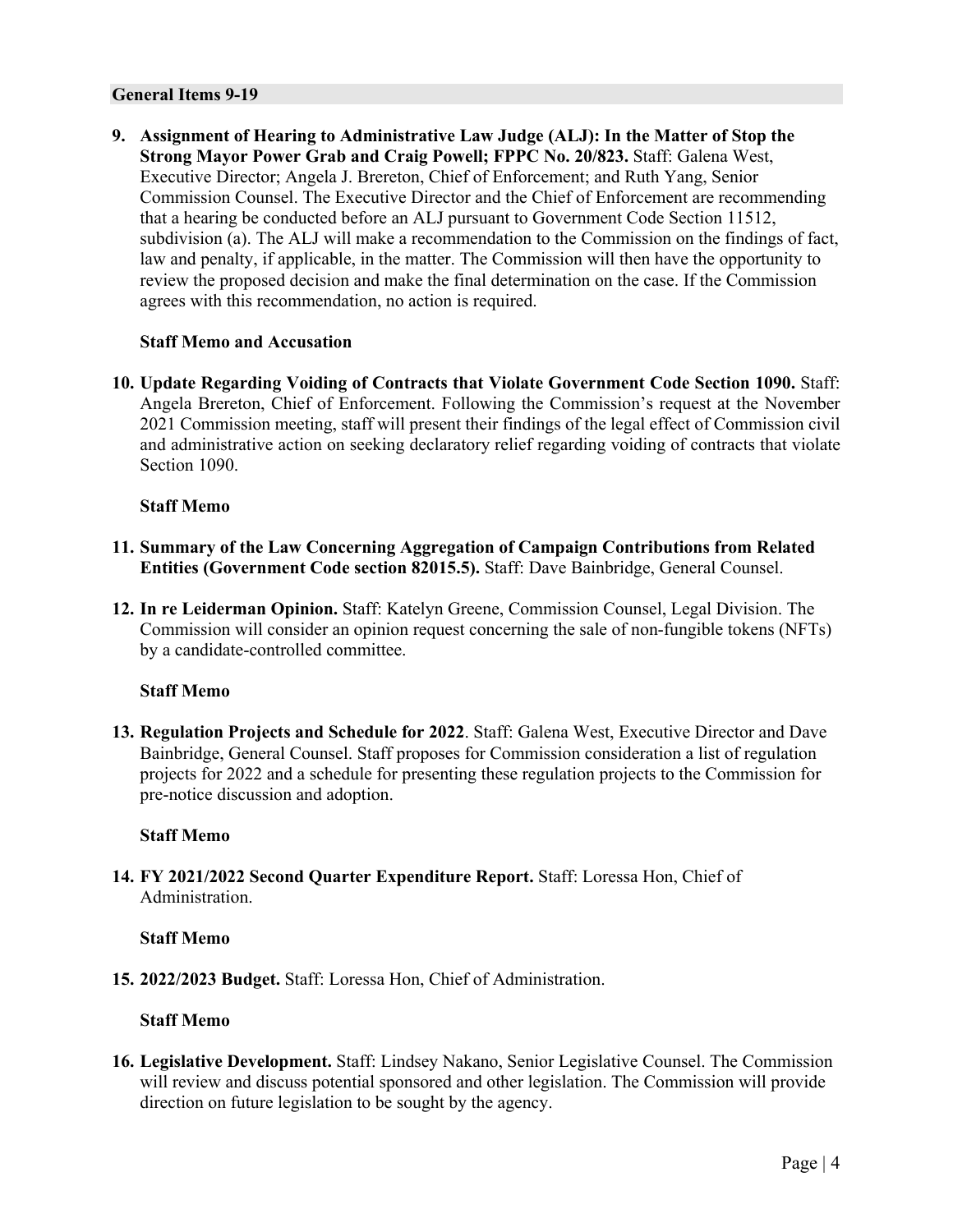## General Items 9-19

**9. Assignment of Hearing to Administrative Law Judge (ALJ): In the Matter of Stop the Strong Mayor Power Grab and Craig Powell; FPPC No. 20/823.** Staff: Galena West, Executive Director; Angela J. Brereton, Chief of Enforcement; and Ruth Yang, Senior Commission Counsel. The Executive Director and the Chief of Enforcement are recommending that a hearing be conducted before an ALJ pursuant to Government Code Section 11512, subdivision (a). The ALJ will make a recommendation to the Commission on the findings of fact, law and penalty, if applicable, in the matter. The Commission will then have the opportunity to review the proposed decision and make the final determination on the case. If the Commission agrees with this recommendation, no action is required.

**Staff Memo and Accusation**

**10. Update Regarding Voiding of Contracts that Violate Government Code Section 1090.** Staff: Angela Brereton, Chief of Enforcement. Following the Commission's request at the November 2021 Commission meeting, staff will present their findings of the legal effect of Commission civil and administrative action on seeking declaratory relief regarding voiding of contracts that violate Section 1090.

**Staff Memo**

**11. Summary of the Law Concerning Aggregation of Campaign Contributions from Related Entities (Government Code section 82015.5).** Staff: Dave Bainbridge, General Counsel.

**12. In re Leiderman Opinion.** Staff: Katelyn Greene, Commission Counsel, Legal Division. The Commission will consider an opinion request concerning the sale of non-fungible tokens (NFTs) by a candidate-controlled committee.

**Staff Memo**

**13. Regulation Projects and Schedule for 2022**. Staff: Galena West, Executive Director and Dave Bainbridge, General Counsel. Staff proposes for Commission consideration a list of regulation projects for 2022 and a schedule for presenting these regulation projects to the Commission for pre-notice discussion and adoption.

**Staff Memo**

**14. FY 2021/2022 Second Quarter Expenditure Report.** Staff: Loressa Hon, Chief of Administration.

**Staff Memo**

**15. 2022/2023 Budget.** Staff: Loressa Hon, Chief of Administration.

**Staff Memo**

**16. Legislative Development.** Staff: Lindsey Nakano, Senior Legislative Counsel. The Commission will review and discuss potential sponsored and other legislation. The Commission will provide direction on future legislation to be sought by the agency.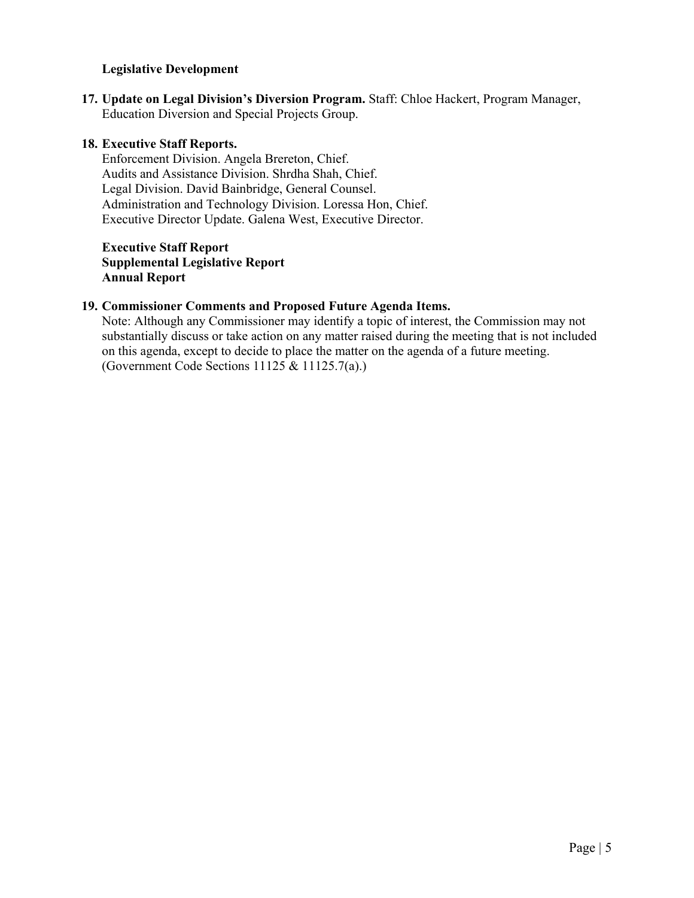**Legislative Development**

17. **Update on Legal Division's Diversion Program.** Staff: Chloe Hackert, Program Manager, Education Diversion and Special Projects Group.

18. **Executive Staff Reports.**
    Enforcement Division. Angela Brereton, Chief.
    Audits and Assistance Division. Shrdha Shah, Chief.
    Legal Division. David Bainbridge, General Counsel.
    Administration and Technology Division. Loressa Hon, Chief.
    Executive Director Update. Galena West, Executive Director.

    **Executive Staff Report**
    **Supplemental Legislative Report**
    **Annual Report**

19. **Commissioner Comments and Proposed Future Agenda Items.**
    Note: Although any Commissioner may identify a topic of interest, the Commission may not substantially discuss or take action on any matter raised during the meeting that is not included on this agenda, except to decide to place the matter on the agenda of a future meeting. (Government Code Sections 11125 & 11125.7(a).)